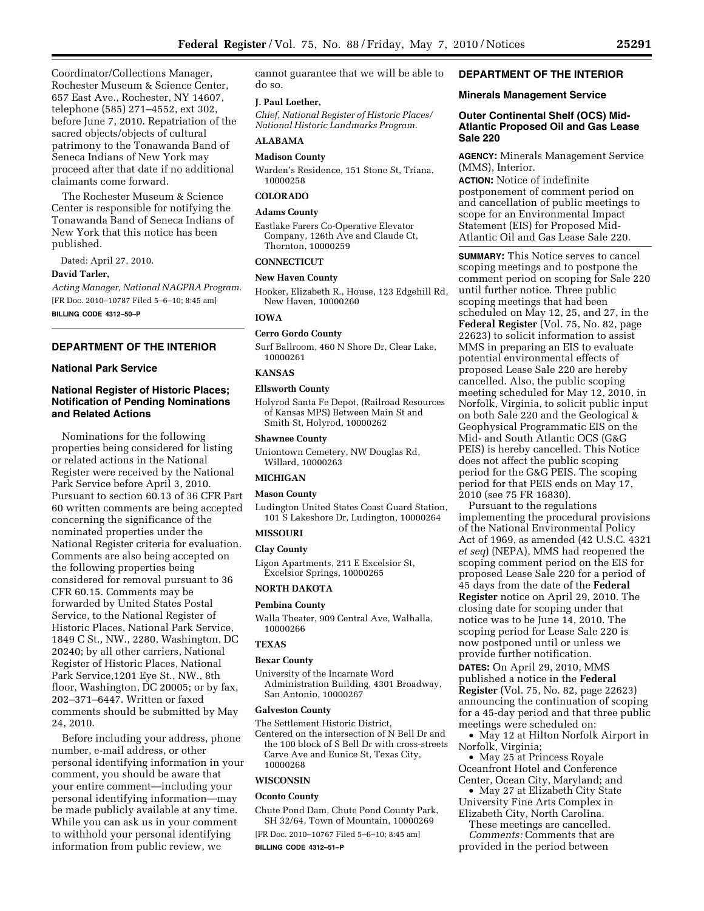Coordinator/Collections Manager, Rochester Museum & Science Center, 657 East Ave., Rochester, NY 14607, telephone (585) 271–4552, ext 302, before June 7, 2010. Repatriation of the sacred objects/objects of cultural patrimony to the Tonawanda Band of Seneca Indians of New York may proceed after that date if no additional claimants come forward.

The Rochester Museum & Science Center is responsible for notifying the Tonawanda Band of Seneca Indians of New York that this notice has been published.

Dated: April 27, 2010.

**David Tarler,**

*Acting Manager, National NAGPRA Program.*

[FR Doc. 2010–10787 Filed 5–6–10; 8:45 am]

**BILLING CODE 4312–50–P**

## DEPARTMENT OF THE INTERIOR

### National Park Service

### National Register of Historic Places; Notification of Pending Nominations and Related Actions

Nominations for the following properties being considered for listing or related actions in the National Register were received by the National Park Service before April 3, 2010. Pursuant to section 60.13 of 36 CFR Part 60 written comments are being accepted concerning the significance of the nominated properties under the National Register criteria for evaluation. Comments are also being accepted on the following properties being considered for removal pursuant to 36 CFR 60.15. Comments may be forwarded by United States Postal Service, to the National Register of Historic Places, National Park Service, 1849 C St., NW., 2280, Washington, DC 20240; by all other carriers, National Register of Historic Places, National Park Service,1201 Eye St., NW., 8th floor, Washington, DC 20005; or by fax, 202–371–6447. Written or faxed comments should be submitted by May 24, 2010.

Before including your address, phone number, e-mail address, or other personal identifying information in your comment, you should be aware that your entire comment—including your personal identifying information—may be made publicly available at any time. While you can ask us in your comment to withhold your personal identifying information from public review, we cannot guarantee that we will be able to do so.

**J. Paul Loether,**

*Chief, National Register of Historic Places/ National Historic Landmarks Program.*

**ALABAMA**

**Madison County**

Warden's Residence, 151 Stone St, Triana, 10000258

**COLORADO**

**Adams County**

Eastlake Farers Co-Operative Elevator Company, 126th Ave and Claude Ct, Thornton, 10000259

**CONNECTICUT**

**New Haven County**

Hooker, Elizabeth R., House, 123 Edgehill Rd, New Haven, 10000260

**IOWA**

**Cerro Gordo County**

Surf Ballroom, 460 N Shore Dr, Clear Lake, 10000261

**KANSAS**

**Ellsworth County**

Holyrod Santa Fe Depot, (Railroad Resources of Kansas MPS) Between Main St and Smith St, Holyrod, 10000262

**Shawnee County**

Uniontown Cemetery, NW Douglas Rd, Willard, 10000263

**MICHIGAN**

**Mason County**

Ludington United States Coast Guard Station, 101 S Lakeshore Dr, Ludington, 10000264

**MISSOURI**

**Clay County**

Ligon Apartments, 211 E Excelsior St, Excelsior Springs, 10000265

**NORTH DAKOTA**

**Pembina County**

Walla Theater, 909 Central Ave, Walhalla, 10000266

**TEXAS**

**Bexar County**

University of the Incarnate Word Administration Building, 4301 Broadway, San Antonio, 10000267

**Galveston County**

The Settlement Historic District, Centered on the intersection of N Bell Dr and the 100 block of S Bell Dr with cross-streets Carve Ave and Eunice St, Texas City, 10000268

**WISCONSIN**

**Oconto County**

Chute Pond Dam, Chute Pond County Park, SH 32/64, Town of Mountain, 10000269

[FR Doc. 2010–10767 Filed 5–6–10; 8:45 am]

**BILLING CODE 4312–51–P**

## DEPARTMENT OF THE INTERIOR

### Minerals Management Service

### Outer Continental Shelf (OCS) Mid-Atlantic Proposed Oil and Gas Lease Sale 220

**AGENCY:** Minerals Management Service (MMS), Interior.

**ACTION:** Notice of indefinite postponement of comment period on and cancellation of public meetings to scope for an Environmental Impact Statement (EIS) for Proposed Mid-Atlantic Oil and Gas Lease Sale 220.

**SUMMARY:** This Notice serves to cancel scoping meetings and to postpone the comment period on scoping for Sale 220 until further notice. Three public scoping meetings that had been scheduled on May 12, 25, and 27, in the **Federal Register** (Vol. 75, No. 82, page 22623) to solicit information to assist MMS in preparing an EIS to evaluate potential environmental effects of proposed Lease Sale 220 are hereby cancelled. Also, the public scoping meeting scheduled for May 12, 2010, in Norfolk, Virginia, to solicit public input on both Sale 220 and the Geological & Geophysical Programmatic EIS on the Mid- and South Atlantic OCS (G&G PEIS) is hereby cancelled. This Notice does not affect the public scoping period for the G&G PEIS. The scoping period for that PEIS ends on May 17, 2010 (see 75 FR 16830).

Pursuant to the regulations implementing the procedural provisions of the National Environmental Policy Act of 1969, as amended (42 U.S.C. 4321 *et seq*) (NEPA), MMS had reopened the scoping comment period on the EIS for proposed Lease Sale 220 for a period of 45 days from the date of the **Federal Register** notice on April 29, 2010. The closing date for scoping under that notice was to be June 14, 2010. The scoping period for Lease Sale 220 is now postponed until or unless we provide further notification.

**DATES:** On April 29, 2010, MMS published a notice in the **Federal Register** (Vol. 75, No. 82, page 22623) announcing the continuation of scoping for a 45-day period and that three public meetings were scheduled on:

- May 12 at Hilton Norfolk Airport in Norfolk, Virginia;
- May 25 at Princess Royale Oceanfront Hotel and Conference Center, Ocean City, Maryland; and
- May 27 at Elizabeth City State University Fine Arts Complex in Elizabeth City, North Carolina.

These meetings are cancelled.

*Comments:* Comments that are provided in the period between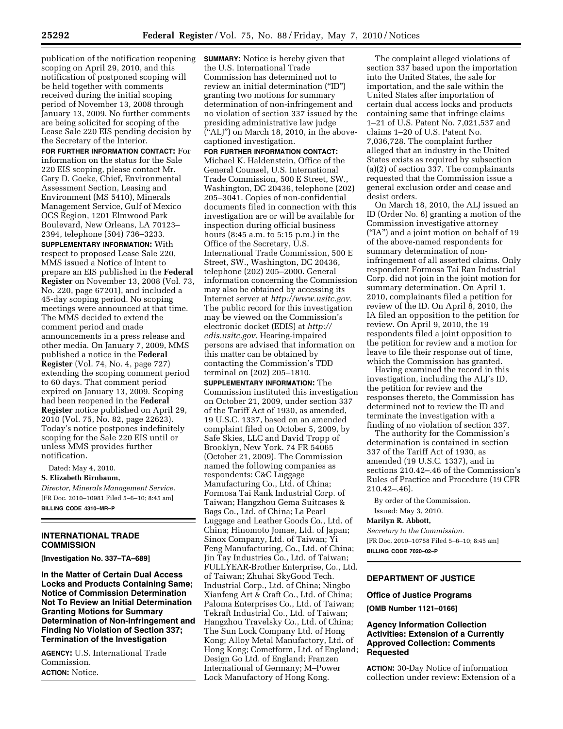publication of the notification reopening scoping on April 29, 2010, and this notification of postponed scoping will be held together with comments received during the initial scoping period of November 13, 2008 through January 13, 2009. No further comments are being solicited for scoping of the Lease Sale 220 EIS pending decision by the Secretary of the Interior.

**FOR FURTHER INFORMATION CONTACT:** For information on the status for the Sale 220 EIS scoping, please contact Mr. Gary D. Goeke, Chief, Environmental Assessment Section, Leasing and Environment (MS 5410), Minerals Management Service, Gulf of Mexico OCS Region, 1201 Elmwood Park Boulevard, New Orleans, LA 70123–2394, telephone (504) 736–3233.

**SUPPLEMENTARY INFORMATION:** With respect to proposed Lease Sale 220, MMS issued a Notice of Intent to prepare an EIS published in the **Federal Register** on November 13, 2008 (Vol. 73, No. 220, page 67201), and included a 45-day scoping period. No scoping meetings were announced at that time. The MMS decided to extend the comment period and made announcements in a press release and other media. On January 7, 2009, MMS published a notice in the **Federal Register** (Vol. 74, No. 4, page 727) extending the scoping comment period to 60 days. That comment period expired on January 13, 2009. Scoping had been reopened in the **Federal Register** notice published on April 29, 2010 (Vol. 75, No. 82, page 22623). Today's notice postpones indefinitely scoping for the Sale 220 EIS until or unless MMS provides further notification.

Dated: May 4, 2010.

**S. Elizabeth Birnbaum,**

*Director, Minerals Management Service.*

[FR Doc. 2010–10981 Filed 5–6–10; 8:45 am]

**BILLING CODE 4310–MR–P**

## INTERNATIONAL TRADE COMMISSION

**[Investigation No. 337–TA–689]**

### In the Matter of Certain Dual Access Locks and Products Containing Same; Notice of Commission Determination Not To Review an Initial Determination Granting Motions for Summary Determination of Non-Infringement and Finding No Violation of Section 337; Termination of the Investigation

**AGENCY:** U.S. International Trade Commission.

**ACTION:** Notice.

**SUMMARY:** Notice is hereby given that the U.S. International Trade Commission has determined not to review an initial determination ("ID") granting two motions for summary determination of non-infringement and no violation of section 337 issued by the presiding administrative law judge ("ALJ") on March 18, 2010, in the above-captioned investigation.

**FOR FURTHER INFORMATION CONTACT:** Michael K. Haldenstein, Office of the General Counsel, U.S. International Trade Commission, 500 E Street, SW., Washington, DC 20436, telephone (202) 205–3041. Copies of non-confidential documents filed in connection with this investigation are or will be available for inspection during official business hours (8:45 a.m. to 5:15 p.m.) in the Office of the Secretary, U.S. International Trade Commission, 500 E Street, SW., Washington, DC 20436, telephone (202) 205–2000. General information concerning the Commission may also be obtained by accessing its Internet server at *http://www.usitc.gov.* The public record for this investigation may be viewed on the Commission's electronic docket (EDIS) at *http://edis.usitc.gov.* Hearing-impaired persons are advised that information on this matter can be obtained by contacting the Commission's TDD terminal on (202) 205–1810.

**SUPPLEMENTARY INFORMATION:** The Commission instituted this investigation on October 21, 2009, under section 337 of the Tariff Act of 1930, as amended, 19 U.S.C. 1337, based on an amended complaint filed on October 5, 2009, by Safe Skies, LLC and David Tropp of Brooklyn, New York. 74 FR 54065 (October 21, 2009). The Commission named the following companies as respondents: C&C Luggage Manufacturing Co., Ltd. of China; Formosa Tai Rank Industrial Corp. of Taiwan; Hangzhou Gema Suitcases & Bags Co., Ltd. of China; La Pearl Luggage and Leather Goods Co., Ltd. of China; Hinomoto Jomae, Ltd. of Japan; Sinox Company, Ltd. of Taiwan; Yi Feng Manufacturing, Co., Ltd. of China; Jin Tay Industries Co., Ltd. of Taiwan; FULLYEAR-Brother Enterprise, Co., Ltd. of Taiwan; Zhuhai SkyGood Tech. Industrial Corp., Ltd. of China; Ningbo Xianfeng Art & Craft Co., Ltd. of China; Paloma Enterprises Co., Ltd. of Taiwan; Tekraft Industrial Co., Ltd. of Taiwan; Hangzhou Travelsky Co., Ltd. of China; The Sun Lock Company Ltd. of Hong Kong; Alloy Metal Manufactory, Ltd. of Hong Kong; Cometform, Ltd. of England; Design Go Ltd. of England; Franzen International of Germany; M–Power Lock Manufactory of Hong Kong.

The complaint alleged violations of section 337 based upon the importation into the United States, the sale for importation, and the sale within the United States after importation of certain dual access locks and products containing same that infringe claims 1–21 of U.S. Patent No. 7,021,537 and claims 1–20 of U.S. Patent No. 7,036,728. The complaint further alleged that an industry in the United States exists as required by subsection (a)(2) of section 337. The complainants requested that the Commission issue a general exclusion order and cease and desist orders.

On March 18, 2010, the ALJ issued an ID (Order No. 6) granting a motion of the Commission investigative attorney ("IA") and a joint motion on behalf of 19 of the above-named respondents for summary determination of non-infringement of all asserted claims. Only respondent Formosa Tai Ran Industrial Corp. did not join in the joint motion for summary determination. On April 1, 2010, complainants filed a petition for review of the ID. On April 8, 2010, the IA filed an opposition to the petition for review. On April 9, 2010, the 19 respondents filed a joint opposition to the petition for review and a motion for leave to file their response out of time, which the Commission has granted.

Having examined the record in this investigation, including the ALJ's ID, the petition for review and the responses thereto, the Commission has determined not to review the ID and terminate the investigation with a finding of no violation of section 337.

The authority for the Commission's determination is contained in section 337 of the Tariff Act of 1930, as amended (19 U.S.C. 1337), and in sections 210.42–.46 of the Commission's Rules of Practice and Procedure (19 CFR 210.42–.46).

By order of the Commission.

Issued: May 3, 2010.

**Marilyn R. Abbott,**

*Secretary to the Commission.*

[FR Doc. 2010–10758 Filed 5–6–10; 8:45 am]

**BILLING CODE 7020–02–P**

## DEPARTMENT OF JUSTICE

### Office of Justice Programs

**[OMB Number 1121–0166]**

### Agency Information Collection Activities: Extension of a Currently Approved Collection: Comments Requested

**ACTION:** 30-Day Notice of information collection under review: Extension of a